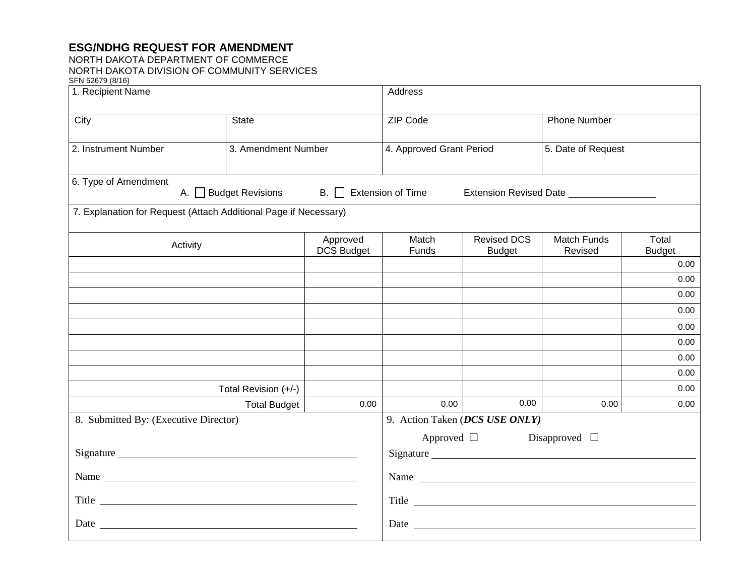**ESG/NDHG REQUEST FOR AMENDMENT**
NORTH DAKOTA DEPARTMENT OF COMMERCE
NORTH DAKOTA DIVISION OF COMMUNITY SERVICES
SFN 52679 (8/16)

| 1. Recipient Name | | Address | |
|---|---|---|---|
| City | State | ZIP Code | Phone Number |
| 2. Instrument Number | 3. Amendment Number | 4. Approved Grant Period | 5. Date of Request |

6. Type of Amendment
A. ☐ Budget Revisions  B. ☐ Extension of Time  Extension Revised Date ________________

7. Explanation for Request (Attach Additional Page if Necessary)

| Activity | Approved DCS Budget | Match Funds | Revised DCS Budget | Match Funds Revised | Total Budget |
|---|---|---|---|---|---|
| | | | | | 0.00 |
| | | | | | 0.00 |
| | | | | | 0.00 |
| | | | | | 0.00 |
| | | | | | 0.00 |
| | | | | | 0.00 |
| | | | | | 0.00 |
| | | | | | 0.00 |
| Total Revision (+/-) | | | | | 0.00 |
| Total Budget | 0.00 | 0.00 | 0.00 | 0.00 | 0.00 |

8. Submitted By: (Executive Director)

Signature ________________________________

Name ________________________________

Title ________________________________

Date ________________________________

9. Action Taken (***DCS USE ONLY)***

Approved ☐  Disapproved ☐

Signature ________________________________

Name ________________________________

Title ________________________________

Date ________________________________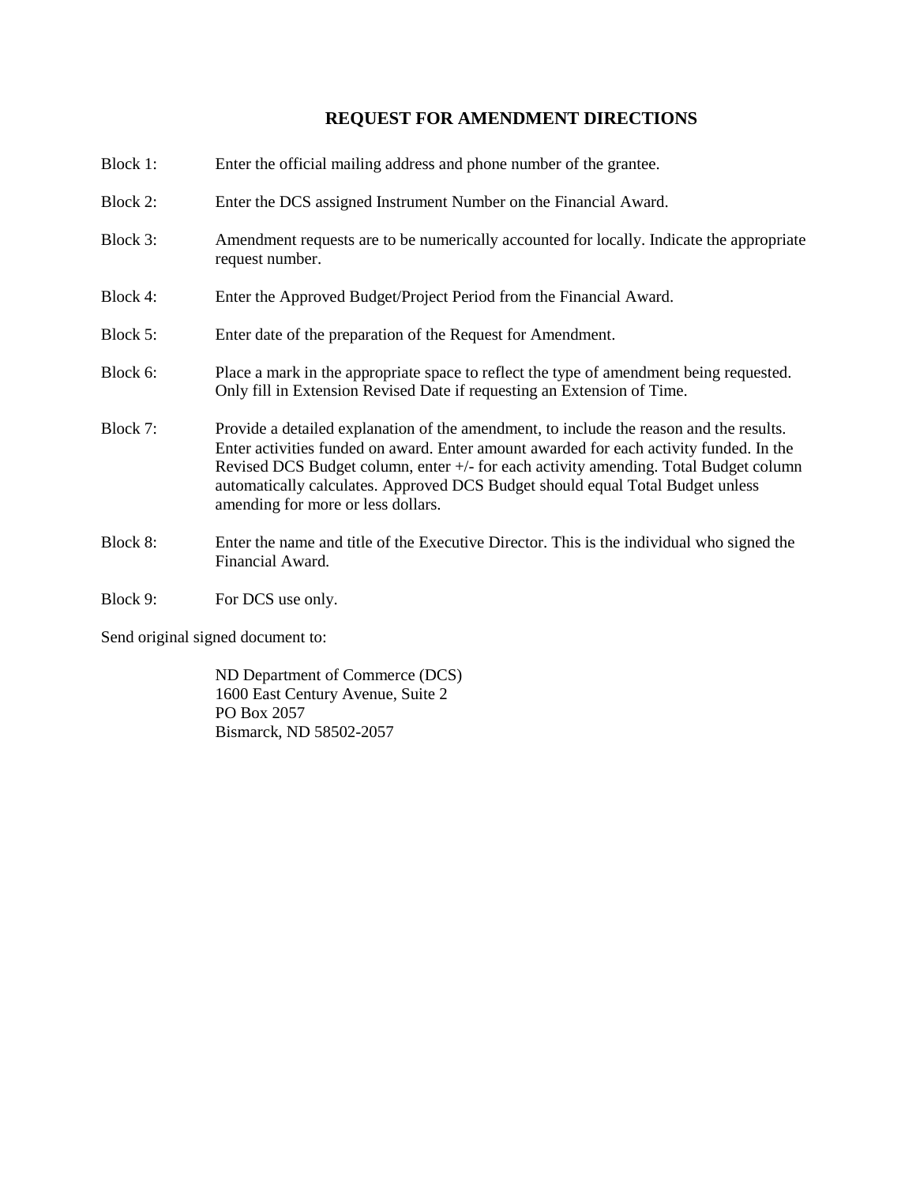# REQUEST FOR AMENDMENT DIRECTIONS

Block 1: Enter the official mailing address and phone number of the grantee.

Block 2: Enter the DCS assigned Instrument Number on the Financial Award.

Block 3: Amendment requests are to be numerically accounted for locally. Indicate the appropriate request number.

Block 4: Enter the Approved Budget/Project Period from the Financial Award.

Block 5: Enter date of the preparation of the Request for Amendment.

Block 6: Place a mark in the appropriate space to reflect the type of amendment being requested. Only fill in Extension Revised Date if requesting an Extension of Time.

Block 7: Provide a detailed explanation of the amendment, to include the reason and the results. Enter activities funded on award. Enter amount awarded for each activity funded. In the Revised DCS Budget column, enter +/- for each activity amending. Total Budget column automatically calculates. Approved DCS Budget should equal Total Budget unless amending for more or less dollars.

Block 8: Enter the name and title of the Executive Director. This is the individual who signed the Financial Award.

Block 9: For DCS use only.

Send original signed document to:

ND Department of Commerce (DCS)
1600 East Century Avenue, Suite 2
PO Box 2057
Bismarck, ND 58502-2057